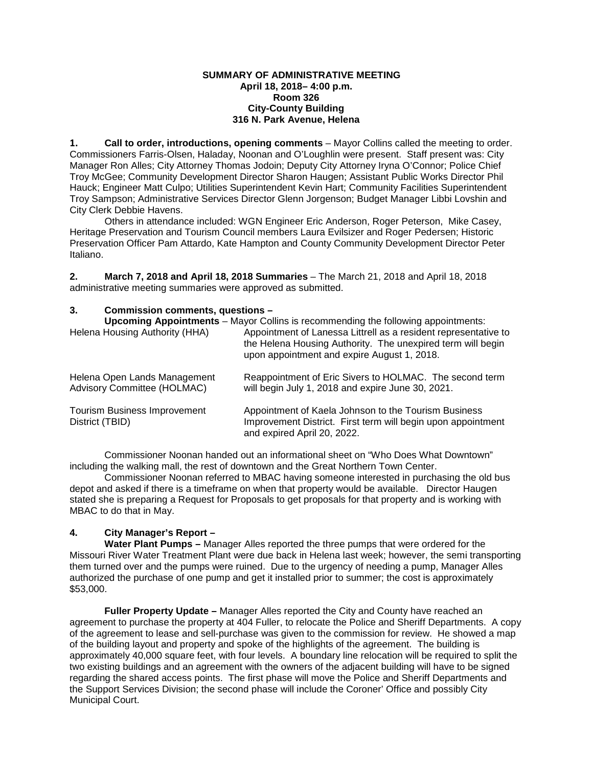**SUMMARY OF ADMINISTRATIVE MEETING**
**April 18, 2018– 4:00 p.m.**
**Room 326**
**City-County Building**
**316 N. Park Avenue, Helena**

**1. Call to order, introductions, opening comments** – Mayor Collins called the meeting to order. Commissioners Farris-Olsen, Haladay, Noonan and O'Loughlin were present. Staff present was: City Manager Ron Alles; City Attorney Thomas Jodoin; Deputy City Attorney Iryna O'Connor; Police Chief Troy McGee; Community Development Director Sharon Haugen; Assistant Public Works Director Phil Hauck; Engineer Matt Culpo; Utilities Superintendent Kevin Hart; Community Facilities Superintendent Troy Sampson; Administrative Services Director Glenn Jorgenson; Budget Manager Libbi Lovshin and City Clerk Debbie Havens.

Others in attendance included: WGN Engineer Eric Anderson, Roger Peterson, Mike Casey, Heritage Preservation and Tourism Council members Laura Evilsizer and Roger Pedersen; Historic Preservation Officer Pam Attardo, Kate Hampton and County Community Development Director Peter Italiano.

**2. March 7, 2018 and April 18, 2018 Summaries** – The March 21, 2018 and April 18, 2018 administrative meeting summaries were approved as submitted.

**3. Commission comments, questions –**

**Upcoming Appointments** – Mayor Collins is recommending the following appointments:

| | |
|---|---|
| Helena Housing Authority (HHA) | Appointment of Lanessa Littrell as a resident representative to the Helena Housing Authority. The unexpired term will begin upon appointment and expire August 1, 2018. |
| Helena Open Lands Management Advisory Committee (HOLMAC) | Reappointment of Eric Sivers to HOLMAC. The second term will begin July 1, 2018 and expire June 30, 2021. |
| Tourism Business Improvement District (TBID) | Appointment of Kaela Johnson to the Tourism Business Improvement District. First term will begin upon appointment and expired April 20, 2022. |

Commissioner Noonan handed out an informational sheet on "Who Does What Downtown" including the walking mall, the rest of downtown and the Great Northern Town Center.

Commissioner Noonan referred to MBAC having someone interested in purchasing the old bus depot and asked if there is a timeframe on when that property would be available. Director Haugen stated she is preparing a Request for Proposals to get proposals for that property and is working with MBAC to do that in May.

**4. City Manager's Report –**

**Water Plant Pumps –** Manager Alles reported the three pumps that were ordered for the Missouri River Water Treatment Plant were due back in Helena last week; however, the semi transporting them turned over and the pumps were ruined. Due to the urgency of needing a pump, Manager Alles authorized the purchase of one pump and get it installed prior to summer; the cost is approximately $53,000.

**Fuller Property Update –** Manager Alles reported the City and County have reached an agreement to purchase the property at 404 Fuller, to relocate the Police and Sheriff Departments. A copy of the agreement to lease and sell-purchase was given to the commission for review. He showed a map of the building layout and property and spoke of the highlights of the agreement. The building is approximately 40,000 square feet, with four levels. A boundary line relocation will be required to split the two existing buildings and an agreement with the owners of the adjacent building will have to be signed regarding the shared access points. The first phase will move the Police and Sheriff Departments and the Support Services Division; the second phase will include the Coroner' Office and possibly City Municipal Court.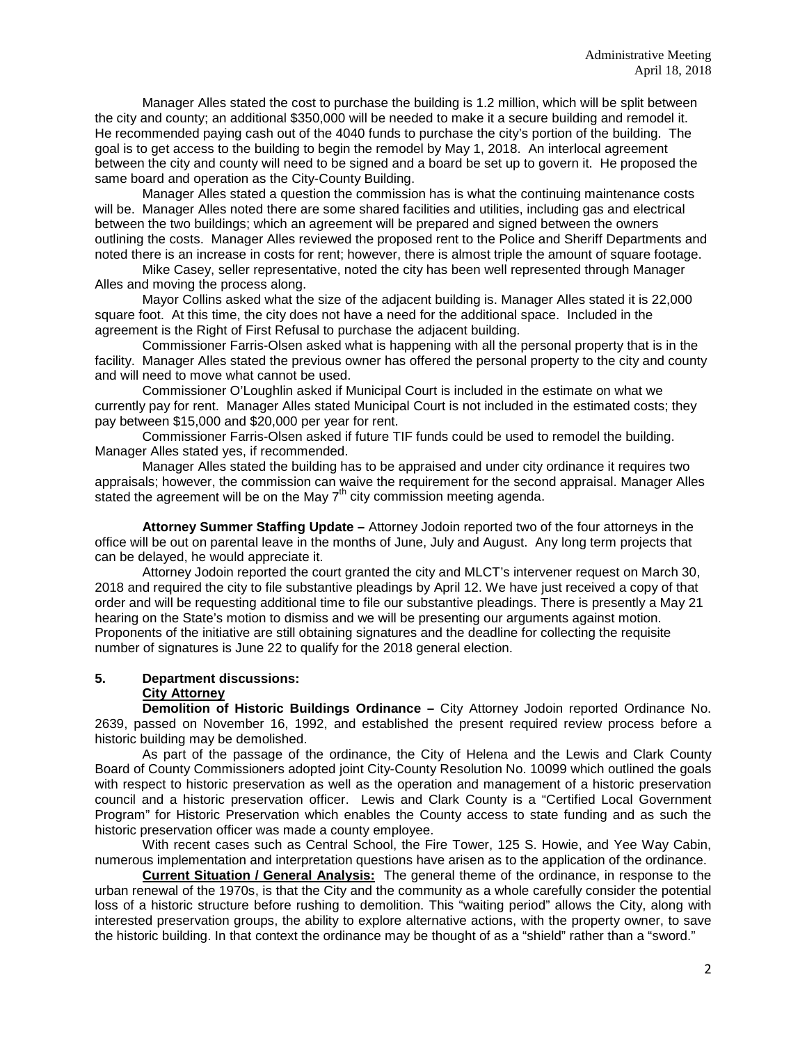Manager Alles stated the cost to purchase the building is 1.2 million, which will be split between the city and county; an additional $350,000 will be needed to make it a secure building and remodel it. He recommended paying cash out of the 4040 funds to purchase the city's portion of the building. The goal is to get access to the building to begin the remodel by May 1, 2018. An interlocal agreement between the city and county will need to be signed and a board be set up to govern it. He proposed the same board and operation as the City-County Building.

Manager Alles stated a question the commission has is what the continuing maintenance costs will be. Manager Alles noted there are some shared facilities and utilities, including gas and electrical between the two buildings; which an agreement will be prepared and signed between the owners outlining the costs. Manager Alles reviewed the proposed rent to the Police and Sheriff Departments and noted there is an increase in costs for rent; however, there is almost triple the amount of square footage.

Mike Casey, seller representative, noted the city has been well represented through Manager Alles and moving the process along.

Mayor Collins asked what the size of the adjacent building is. Manager Alles stated it is 22,000 square foot. At this time, the city does not have a need for the additional space. Included in the agreement is the Right of First Refusal to purchase the adjacent building.

Commissioner Farris-Olsen asked what is happening with all the personal property that is in the facility. Manager Alles stated the previous owner has offered the personal property to the city and county and will need to move what cannot be used.

Commissioner O'Loughlin asked if Municipal Court is included in the estimate on what we currently pay for rent. Manager Alles stated Municipal Court is not included in the estimated costs; they pay between $15,000 and $20,000 per year for rent.

Commissioner Farris-Olsen asked if future TIF funds could be used to remodel the building. Manager Alles stated yes, if recommended.

Manager Alles stated the building has to be appraised and under city ordinance it requires two appraisals; however, the commission can waive the requirement for the second appraisal. Manager Alles stated the agreement will be on the May 7th city commission meeting agenda.

**Attorney Summer Staffing Update –** Attorney Jodoin reported two of the four attorneys in the office will be out on parental leave in the months of June, July and August. Any long term projects that can be delayed, he would appreciate it.

Attorney Jodoin reported the court granted the city and MLCT's intervener request on March 30, 2018 and required the city to file substantive pleadings by April 12. We have just received a copy of that order and will be requesting additional time to file our substantive pleadings. There is presently a May 21 hearing on the State's motion to dismiss and we will be presenting our arguments against motion. Proponents of the initiative are still obtaining signatures and the deadline for collecting the requisite number of signatures is June 22 to qualify for the 2018 general election.

**5. Department discussions:**

**City Attorney**

**Demolition of Historic Buildings Ordinance –** City Attorney Jodoin reported Ordinance No. 2639, passed on November 16, 1992, and established the present required review process before a historic building may be demolished.

As part of the passage of the ordinance, the City of Helena and the Lewis and Clark County Board of County Commissioners adopted joint City-County Resolution No. 10099 which outlined the goals with respect to historic preservation as well as the operation and management of a historic preservation council and a historic preservation officer. Lewis and Clark County is a "Certified Local Government Program" for Historic Preservation which enables the County access to state funding and as such the historic preservation officer was made a county employee.

With recent cases such as Central School, the Fire Tower, 125 S. Howie, and Yee Way Cabin, numerous implementation and interpretation questions have arisen as to the application of the ordinance.

**Current Situation / General Analysis:** The general theme of the ordinance, in response to the urban renewal of the 1970s, is that the City and the community as a whole carefully consider the potential loss of a historic structure before rushing to demolition. This "waiting period" allows the City, along with interested preservation groups, the ability to explore alternative actions, with the property owner, to save the historic building. In that context the ordinance may be thought of as a "shield" rather than a "sword."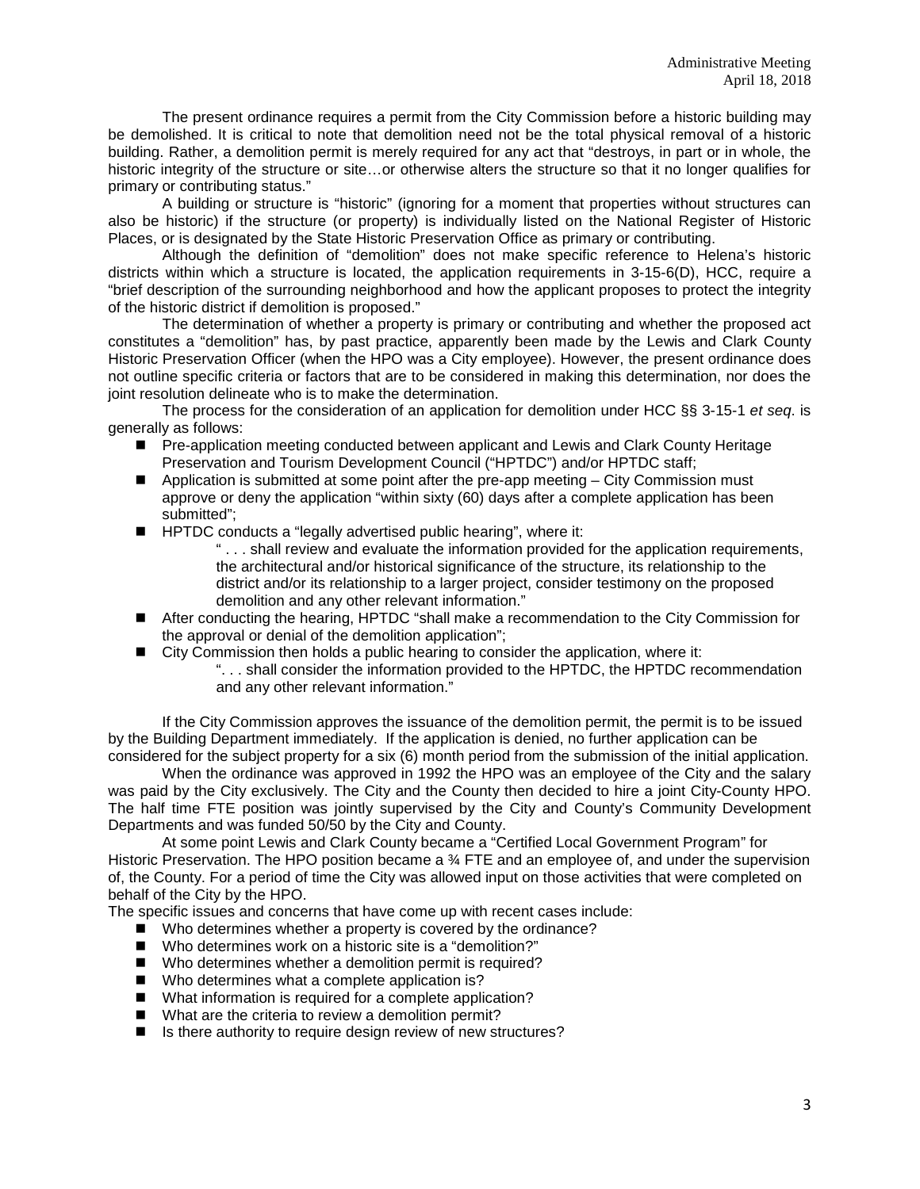The present ordinance requires a permit from the City Commission before a historic building may be demolished. It is critical to note that demolition need not be the total physical removal of a historic building. Rather, a demolition permit is merely required for any act that "destroys, in part or in whole, the historic integrity of the structure or site…or otherwise alters the structure so that it no longer qualifies for primary or contributing status."

A building or structure is "historic" (ignoring for a moment that properties without structures can also be historic) if the structure (or property) is individually listed on the National Register of Historic Places, or is designated by the State Historic Preservation Office as primary or contributing.

Although the definition of "demolition" does not make specific reference to Helena's historic districts within which a structure is located, the application requirements in 3-15-6(D), HCC, require a "brief description of the surrounding neighborhood and how the applicant proposes to protect the integrity of the historic district if demolition is proposed."

The determination of whether a property is primary or contributing and whether the proposed act constitutes a "demolition" has, by past practice, apparently been made by the Lewis and Clark County Historic Preservation Officer (when the HPO was a City employee). However, the present ordinance does not outline specific criteria or factors that are to be considered in making this determination, nor does the joint resolution delineate who is to make the determination.

The process for the consideration of an application for demolition under HCC §§ 3-15-1 *et seq.* is generally as follows:

- Pre-application meeting conducted between applicant and Lewis and Clark County Heritage Preservation and Tourism Development Council ("HPTDC") and/or HPTDC staff;
- Application is submitted at some point after the pre-app meeting – City Commission must approve or deny the application "within sixty (60) days after a complete application has been submitted";
- HPTDC conducts a "legally advertised public hearing", where it:
  > " . . . shall review and evaluate the information provided for the application requirements, the architectural and/or historical significance of the structure, its relationship to the district and/or its relationship to a larger project, consider testimony on the proposed demolition and any other relevant information."
- After conducting the hearing, HPTDC "shall make a recommendation to the City Commission for the approval or denial of the demolition application";
- City Commission then holds a public hearing to consider the application, where it:
  > ". . . shall consider the information provided to the HPTDC, the HPTDC recommendation and any other relevant information."

If the City Commission approves the issuance of the demolition permit, the permit is to be issued by the Building Department immediately. If the application is denied, no further application can be considered for the subject property for a six (6) month period from the submission of the initial application.

When the ordinance was approved in 1992 the HPO was an employee of the City and the salary was paid by the City exclusively. The City and the County then decided to hire a joint City-County HPO. The half time FTE position was jointly supervised by the City and County's Community Development Departments and was funded 50/50 by the City and County.

At some point Lewis and Clark County became a "Certified Local Government Program" for Historic Preservation. The HPO position became a ¾ FTE and an employee of, and under the supervision of, the County. For a period of time the City was allowed input on those activities that were completed on behalf of the City by the HPO.

The specific issues and concerns that have come up with recent cases include:

- Who determines whether a property is covered by the ordinance?
- Who determines work on a historic site is a "demolition?"
- Who determines whether a demolition permit is required?
- Who determines what a complete application is?
- What information is required for a complete application?
- What are the criteria to review a demolition permit?
- Is there authority to require design review of new structures?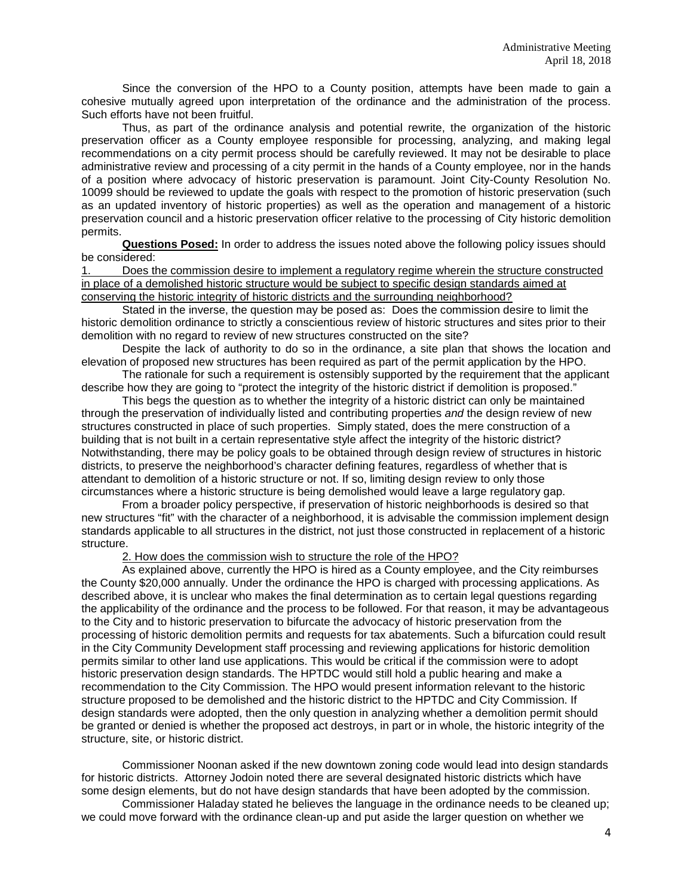Since the conversion of the HPO to a County position, attempts have been made to gain a cohesive mutually agreed upon interpretation of the ordinance and the administration of the process. Such efforts have not been fruitful.

Thus, as part of the ordinance analysis and potential rewrite, the organization of the historic preservation officer as a County employee responsible for processing, analyzing, and making legal recommendations on a city permit process should be carefully reviewed. It may not be desirable to place administrative review and processing of a city permit in the hands of a County employee, nor in the hands of a position where advocacy of historic preservation is paramount. Joint City-County Resolution No. 10099 should be reviewed to update the goals with respect to the promotion of historic preservation (such as an updated inventory of historic properties) as well as the operation and management of a historic preservation council and a historic preservation officer relative to the processing of City historic demolition permits.

**Questions Posed:** In order to address the issues noted above the following policy issues should be considered:

1. Does the commission desire to implement a regulatory regime wherein the structure constructed in place of a demolished historic structure would be subject to specific design standards aimed at conserving the historic integrity of historic districts and the surrounding neighborhood?

Stated in the inverse, the question may be posed as: Does the commission desire to limit the historic demolition ordinance to strictly a conscientious review of historic structures and sites prior to their demolition with no regard to review of new structures constructed on the site?

Despite the lack of authority to do so in the ordinance, a site plan that shows the location and elevation of proposed new structures has been required as part of the permit application by the HPO.

The rationale for such a requirement is ostensibly supported by the requirement that the applicant describe how they are going to "protect the integrity of the historic district if demolition is proposed."

This begs the question as to whether the integrity of a historic district can only be maintained through the preservation of individually listed and contributing properties *and* the design review of new structures constructed in place of such properties. Simply stated, does the mere construction of a building that is not built in a certain representative style affect the integrity of the historic district? Notwithstanding, there may be policy goals to be obtained through design review of structures in historic districts, to preserve the neighborhood's character defining features, regardless of whether that is attendant to demolition of a historic structure or not. If so, limiting design review to only those circumstances where a historic structure is being demolished would leave a large regulatory gap.

From a broader policy perspective, if preservation of historic neighborhoods is desired so that new structures "fit" with the character of a neighborhood, it is advisable the commission implement design standards applicable to all structures in the district, not just those constructed in replacement of a historic structure.

2. How does the commission wish to structure the role of the HPO?

As explained above, currently the HPO is hired as a County employee, and the City reimburses the County $20,000 annually. Under the ordinance the HPO is charged with processing applications. As described above, it is unclear who makes the final determination as to certain legal questions regarding the applicability of the ordinance and the process to be followed. For that reason, it may be advantageous to the City and to historic preservation to bifurcate the advocacy of historic preservation from the processing of historic demolition permits and requests for tax abatements. Such a bifurcation could result in the City Community Development staff processing and reviewing applications for historic demolition permits similar to other land use applications. This would be critical if the commission were to adopt historic preservation design standards. The HPTDC would still hold a public hearing and make a recommendation to the City Commission. The HPO would present information relevant to the historic structure proposed to be demolished and the historic district to the HPTDC and City Commission. If design standards were adopted, then the only question in analyzing whether a demolition permit should be granted or denied is whether the proposed act destroys, in part or in whole, the historic integrity of the structure, site, or historic district.

Commissioner Noonan asked if the new downtown zoning code would lead into design standards for historic districts. Attorney Jodoin noted there are several designated historic districts which have some design elements, but do not have design standards that have been adopted by the commission.

Commissioner Haladay stated he believes the language in the ordinance needs to be cleaned up; we could move forward with the ordinance clean-up and put aside the larger question on whether we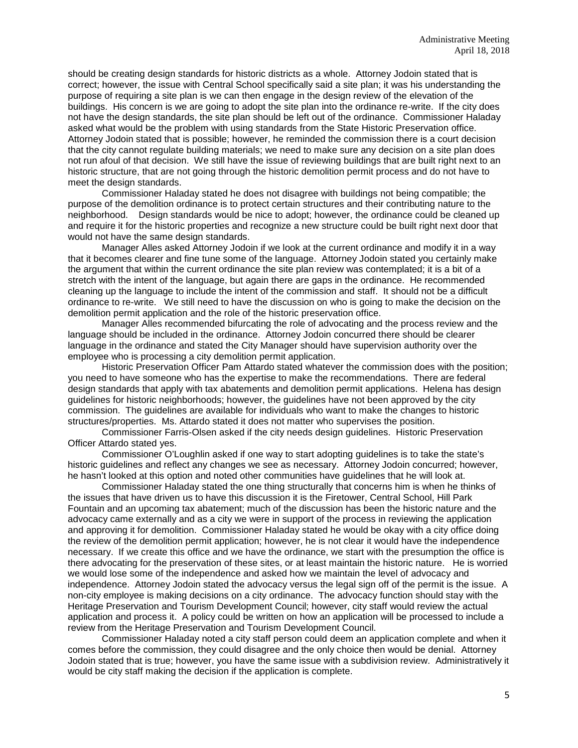should be creating design standards for historic districts as a whole. Attorney Jodoin stated that is correct; however, the issue with Central School specifically said a site plan; it was his understanding the purpose of requiring a site plan is we can then engage in the design review of the elevation of the buildings. His concern is we are going to adopt the site plan into the ordinance re-write. If the city does not have the design standards, the site plan should be left out of the ordinance. Commissioner Haladay asked what would be the problem with using standards from the State Historic Preservation office. Attorney Jodoin stated that is possible; however, he reminded the commission there is a court decision that the city cannot regulate building materials; we need to make sure any decision on a site plan does not run afoul of that decision. We still have the issue of reviewing buildings that are built right next to an historic structure, that are not going through the historic demolition permit process and do not have to meet the design standards.

Commissioner Haladay stated he does not disagree with buildings not being compatible; the purpose of the demolition ordinance is to protect certain structures and their contributing nature to the neighborhood. Design standards would be nice to adopt; however, the ordinance could be cleaned up and require it for the historic properties and recognize a new structure could be built right next door that would not have the same design standards.

Manager Alles asked Attorney Jodoin if we look at the current ordinance and modify it in a way that it becomes clearer and fine tune some of the language. Attorney Jodoin stated you certainly make the argument that within the current ordinance the site plan review was contemplated; it is a bit of a stretch with the intent of the language, but again there are gaps in the ordinance. He recommended cleaning up the language to include the intent of the commission and staff. It should not be a difficult ordinance to re-write. We still need to have the discussion on who is going to make the decision on the demolition permit application and the role of the historic preservation office.

Manager Alles recommended bifurcating the role of advocating and the process review and the language should be included in the ordinance. Attorney Jodoin concurred there should be clearer language in the ordinance and stated the City Manager should have supervision authority over the employee who is processing a city demolition permit application.

Historic Preservation Officer Pam Attardo stated whatever the commission does with the position; you need to have someone who has the expertise to make the recommendations. There are federal design standards that apply with tax abatements and demolition permit applications. Helena has design guidelines for historic neighborhoods; however, the guidelines have not been approved by the city commission. The guidelines are available for individuals who want to make the changes to historic structures/properties. Ms. Attardo stated it does not matter who supervises the position.

Commissioner Farris-Olsen asked if the city needs design guidelines. Historic Preservation Officer Attardo stated yes.

Commissioner O'Loughlin asked if one way to start adopting guidelines is to take the state's historic guidelines and reflect any changes we see as necessary. Attorney Jodoin concurred; however, he hasn't looked at this option and noted other communities have guidelines that he will look at.

Commissioner Haladay stated the one thing structurally that concerns him is when he thinks of the issues that have driven us to have this discussion it is the Firetower, Central School, Hill Park Fountain and an upcoming tax abatement; much of the discussion has been the historic nature and the advocacy came externally and as a city we were in support of the process in reviewing the application and approving it for demolition. Commissioner Haladay stated he would be okay with a city office doing the review of the demolition permit application; however, he is not clear it would have the independence necessary. If we create this office and we have the ordinance, we start with the presumption the office is there advocating for the preservation of these sites, or at least maintain the historic nature. He is worried we would lose some of the independence and asked how we maintain the level of advocacy and independence. Attorney Jodoin stated the advocacy versus the legal sign off of the permit is the issue. A non-city employee is making decisions on a city ordinance. The advocacy function should stay with the Heritage Preservation and Tourism Development Council; however, city staff would review the actual application and process it. A policy could be written on how an application will be processed to include a review from the Heritage Preservation and Tourism Development Council.

Commissioner Haladay noted a city staff person could deem an application complete and when it comes before the commission, they could disagree and the only choice then would be denial. Attorney Jodoin stated that is true; however, you have the same issue with a subdivision review. Administratively it would be city staff making the decision if the application is complete.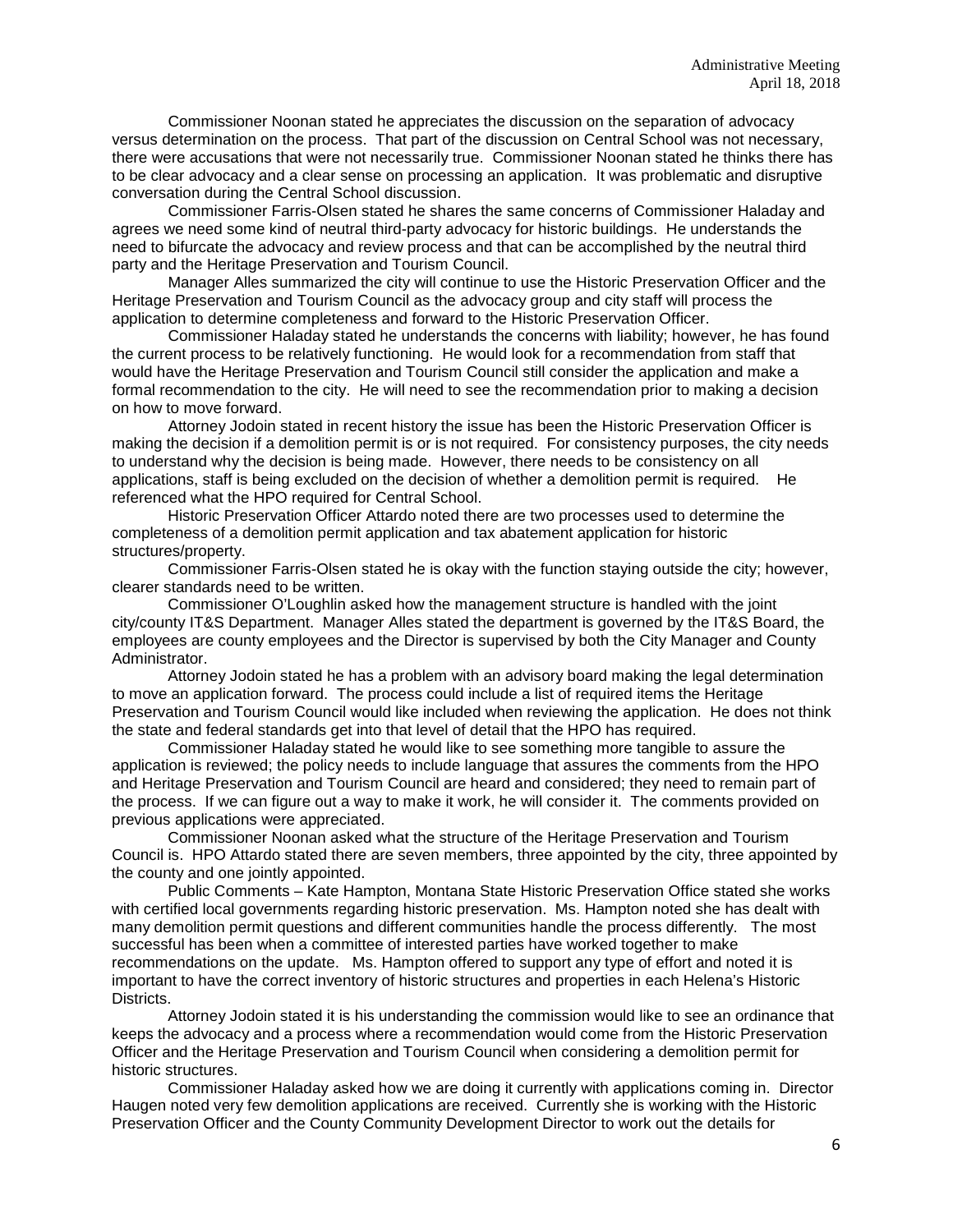Commissioner Noonan stated he appreciates the discussion on the separation of advocacy versus determination on the process. That part of the discussion on Central School was not necessary, there were accusations that were not necessarily true. Commissioner Noonan stated he thinks there has to be clear advocacy and a clear sense on processing an application. It was problematic and disruptive conversation during the Central School discussion.

Commissioner Farris-Olsen stated he shares the same concerns of Commissioner Haladay and agrees we need some kind of neutral third-party advocacy for historic buildings. He understands the need to bifurcate the advocacy and review process and that can be accomplished by the neutral third party and the Heritage Preservation and Tourism Council.

Manager Alles summarized the city will continue to use the Historic Preservation Officer and the Heritage Preservation and Tourism Council as the advocacy group and city staff will process the application to determine completeness and forward to the Historic Preservation Officer.

Commissioner Haladay stated he understands the concerns with liability; however, he has found the current process to be relatively functioning. He would look for a recommendation from staff that would have the Heritage Preservation and Tourism Council still consider the application and make a formal recommendation to the city. He will need to see the recommendation prior to making a decision on how to move forward.

Attorney Jodoin stated in recent history the issue has been the Historic Preservation Officer is making the decision if a demolition permit is or is not required. For consistency purposes, the city needs to understand why the decision is being made. However, there needs to be consistency on all applications, staff is being excluded on the decision of whether a demolition permit is required. He referenced what the HPO required for Central School.

Historic Preservation Officer Attardo noted there are two processes used to determine the completeness of a demolition permit application and tax abatement application for historic structures/property.

Commissioner Farris-Olsen stated he is okay with the function staying outside the city; however, clearer standards need to be written.

Commissioner O'Loughlin asked how the management structure is handled with the joint city/county IT&S Department. Manager Alles stated the department is governed by the IT&S Board, the employees are county employees and the Director is supervised by both the City Manager and County Administrator.

Attorney Jodoin stated he has a problem with an advisory board making the legal determination to move an application forward. The process could include a list of required items the Heritage Preservation and Tourism Council would like included when reviewing the application. He does not think the state and federal standards get into that level of detail that the HPO has required.

Commissioner Haladay stated he would like to see something more tangible to assure the application is reviewed; the policy needs to include language that assures the comments from the HPO and Heritage Preservation and Tourism Council are heard and considered; they need to remain part of the process. If we can figure out a way to make it work, he will consider it. The comments provided on previous applications were appreciated.

Commissioner Noonan asked what the structure of the Heritage Preservation and Tourism Council is. HPO Attardo stated there are seven members, three appointed by the city, three appointed by the county and one jointly appointed.

Public Comments – Kate Hampton, Montana State Historic Preservation Office stated she works with certified local governments regarding historic preservation. Ms. Hampton noted she has dealt with many demolition permit questions and different communities handle the process differently. The most successful has been when a committee of interested parties have worked together to make recommendations on the update. Ms. Hampton offered to support any type of effort and noted it is important to have the correct inventory of historic structures and properties in each Helena's Historic Districts.

Attorney Jodoin stated it is his understanding the commission would like to see an ordinance that keeps the advocacy and a process where a recommendation would come from the Historic Preservation Officer and the Heritage Preservation and Tourism Council when considering a demolition permit for historic structures.

Commissioner Haladay asked how we are doing it currently with applications coming in. Director Haugen noted very few demolition applications are received. Currently she is working with the Historic Preservation Officer and the County Community Development Director to work out the details for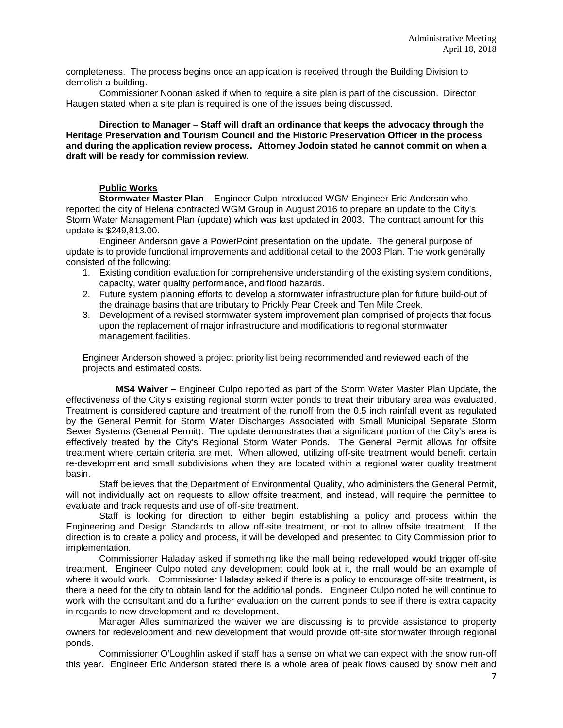completeness. The process begins once an application is received through the Building Division to demolish a building.

Commissioner Noonan asked if when to require a site plan is part of the discussion. Director Haugen stated when a site plan is required is one of the issues being discussed.

**Direction to Manager – Staff will draft an ordinance that keeps the advocacy through the Heritage Preservation and Tourism Council and the Historic Preservation Officer in the process and during the application review process. Attorney Jodoin stated he cannot commit on when a draft will be ready for commission review.**

**Public Works**

**Stormwater Master Plan –** Engineer Culpo introduced WGM Engineer Eric Anderson who reported the city of Helena contracted WGM Group in August 2016 to prepare an update to the City's Storm Water Management Plan (update) which was last updated in 2003. The contract amount for this update is $249,813.00.

Engineer Anderson gave a PowerPoint presentation on the update. The general purpose of update is to provide functional improvements and additional detail to the 2003 Plan. The work generally consisted of the following:

1. Existing condition evaluation for comprehensive understanding of the existing system conditions, capacity, water quality performance, and flood hazards.
2. Future system planning efforts to develop a stormwater infrastructure plan for future build-out of the drainage basins that are tributary to Prickly Pear Creek and Ten Mile Creek.
3. Development of a revised stormwater system improvement plan comprised of projects that focus upon the replacement of major infrastructure and modifications to regional stormwater management facilities.

Engineer Anderson showed a project priority list being recommended and reviewed each of the projects and estimated costs.

**MS4 Waiver –** Engineer Culpo reported as part of the Storm Water Master Plan Update, the effectiveness of the City's existing regional storm water ponds to treat their tributary area was evaluated. Treatment is considered capture and treatment of the runoff from the 0.5 inch rainfall event as regulated by the General Permit for Storm Water Discharges Associated with Small Municipal Separate Storm Sewer Systems (General Permit). The update demonstrates that a significant portion of the City's area is effectively treated by the City's Regional Storm Water Ponds. The General Permit allows for offsite treatment where certain criteria are met. When allowed, utilizing off-site treatment would benefit certain re-development and small subdivisions when they are located within a regional water quality treatment basin.

Staff believes that the Department of Environmental Quality, who administers the General Permit, will not individually act on requests to allow offsite treatment, and instead, will require the permittee to evaluate and track requests and use of off-site treatment.

Staff is looking for direction to either begin establishing a policy and process within the Engineering and Design Standards to allow off-site treatment, or not to allow offsite treatment. If the direction is to create a policy and process, it will be developed and presented to City Commission prior to implementation.

Commissioner Haladay asked if something like the mall being redeveloped would trigger off-site treatment. Engineer Culpo noted any development could look at it, the mall would be an example of where it would work. Commissioner Haladay asked if there is a policy to encourage off-site treatment, is there a need for the city to obtain land for the additional ponds. Engineer Culpo noted he will continue to work with the consultant and do a further evaluation on the current ponds to see if there is extra capacity in regards to new development and re-development.

Manager Alles summarized the waiver we are discussing is to provide assistance to property owners for redevelopment and new development that would provide off-site stormwater through regional ponds.

Commissioner O'Loughlin asked if staff has a sense on what we can expect with the snow run-off this year. Engineer Eric Anderson stated there is a whole area of peak flows caused by snow melt and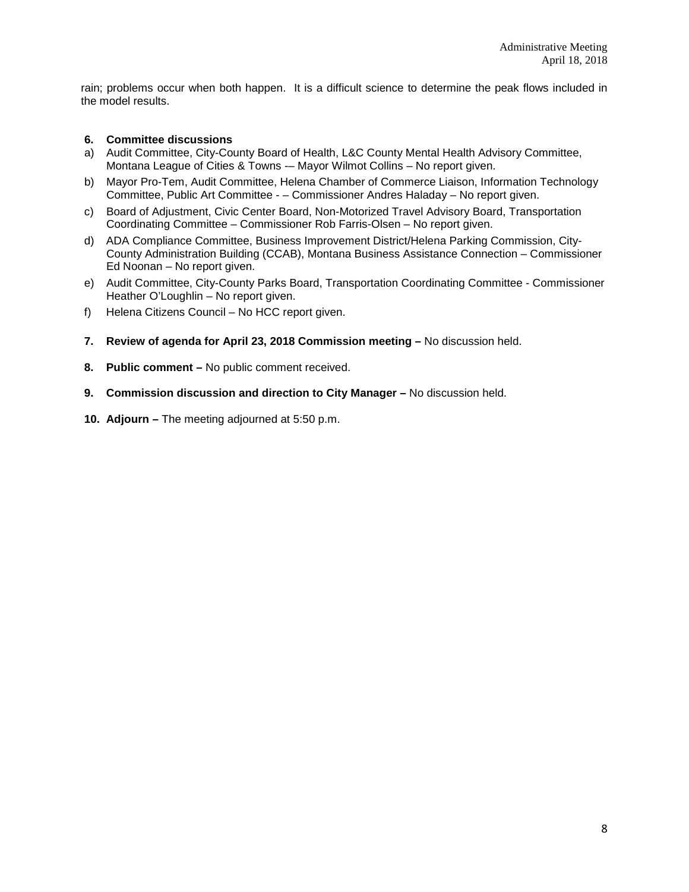rain; problems occur when both happen. It is a difficult science to determine the peak flows included in the model results.

**6. Committee discussions**

a) Audit Committee, City-County Board of Health, L&C County Mental Health Advisory Committee, Montana League of Cities & Towns -– Mayor Wilmot Collins – No report given.

b) Mayor Pro-Tem, Audit Committee, Helena Chamber of Commerce Liaison, Information Technology Committee, Public Art Committee - – Commissioner Andres Haladay – No report given.

c) Board of Adjustment, Civic Center Board, Non-Motorized Travel Advisory Board, Transportation Coordinating Committee – Commissioner Rob Farris-Olsen – No report given.

d) ADA Compliance Committee, Business Improvement District/Helena Parking Commission, City-County Administration Building (CCAB), Montana Business Assistance Connection – Commissioner Ed Noonan – No report given.

e) Audit Committee, City-County Parks Board, Transportation Coordinating Committee - Commissioner Heather O'Loughlin – No report given.

f) Helena Citizens Council – No HCC report given.

**7. Review of agenda for April 23, 2018 Commission meeting –** No discussion held.

**8. Public comment –** No public comment received.

**9. Commission discussion and direction to City Manager –** No discussion held.

**10. Adjourn –** The meeting adjourned at 5:50 p.m.